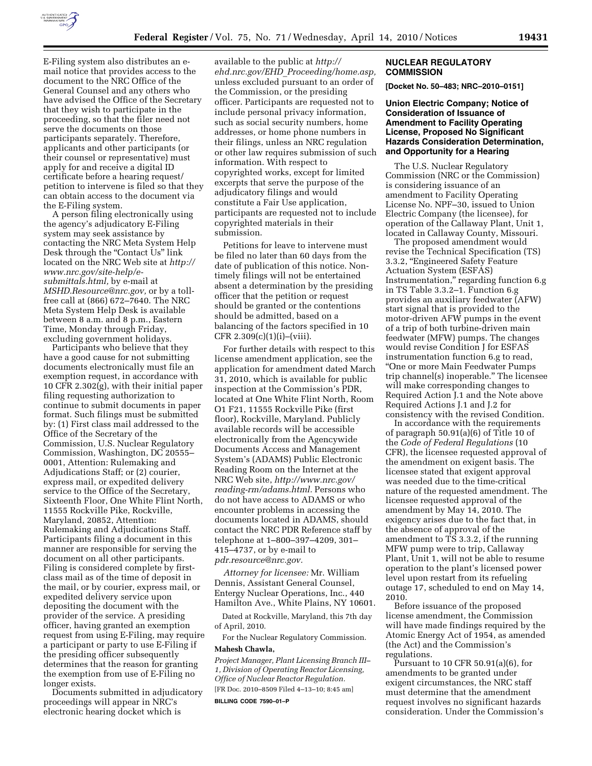E-Filing system also distributes an e-mail notice that provides access to the document to the NRC Office of the General Counsel and any others who have advised the Office of the Secretary that they wish to participate in the proceeding, so that the filer need not serve the documents on those participants separately. Therefore, applicants and other participants (or their counsel or representative) must apply for and receive a digital ID certificate before a hearing request/petition to intervene is filed so that they can obtain access to the document via the E-Filing system.

A person filing electronically using the agency's adjudicatory E-Filing system may seek assistance by contacting the NRC Meta System Help Desk through the "Contact Us" link located on the NRC Web site at *http://www.nrc.gov/site-help/e-submittals.html,* by e-mail at *MSHD.Resource@nrc.gov,* or by a toll-free call at (866) 672–7640. The NRC Meta System Help Desk is available between 8 a.m. and 8 p.m., Eastern Time, Monday through Friday, excluding government holidays.

Participants who believe that they have a good cause for not submitting documents electronically must file an exemption request, in accordance with 10 CFR 2.302(g), with their initial paper filing requesting authorization to continue to submit documents in paper format. Such filings must be submitted by: (1) First class mail addressed to the Office of the Secretary of the Commission, U.S. Nuclear Regulatory Commission, Washington, DC 20555–0001, Attention: Rulemaking and Adjudications Staff; or (2) courier, express mail, or expedited delivery service to the Office of the Secretary, Sixteenth Floor, One White Flint North, 11555 Rockville Pike, Rockville, Maryland, 20852, Attention: Rulemaking and Adjudications Staff. Participants filing a document in this manner are responsible for serving the document on all other participants. Filing is considered complete by first-class mail as of the time of deposit in the mail, or by courier, express mail, or expedited delivery service upon depositing the document with the provider of the service. A presiding officer, having granted an exemption request from using E-Filing, may require a participant or party to use E-Filing if the presiding officer subsequently determines that the reason for granting the exemption from use of E-Filing no longer exists.

Documents submitted in adjudicatory proceedings will appear in NRC's electronic hearing docket which is available to the public at *http://ehd.nrc.gov/EHD_Proceeding/home.asp,* unless excluded pursuant to an order of the Commission, or the presiding officer. Participants are requested not to include personal privacy information, such as social security numbers, home addresses, or home phone numbers in their filings, unless an NRC regulation or other law requires submission of such information. With respect to copyrighted works, except for limited excerpts that serve the purpose of the adjudicatory filings and would constitute a Fair Use application, participants are requested not to include copyrighted materials in their submission.

Petitions for leave to intervene must be filed no later than 60 days from the date of publication of this notice. Non-timely filings will not be entertained absent a determination by the presiding officer that the petition or request should be granted or the contentions should be admitted, based on a balancing of the factors specified in 10 CFR 2.309(c)(1)(i)–(viii).

For further details with respect to this license amendment application, see the application for amendment dated March 31, 2010, which is available for public inspection at the Commission's PDR, located at One White Flint North, Room O1 F21, 11555 Rockville Pike (first floor), Rockville, Maryland. Publicly available records will be accessible electronically from the Agencywide Documents Access and Management System's (ADAMS) Public Electronic Reading Room on the Internet at the NRC Web site, *http://www.nrc.gov/reading-rm/adams.html.* Persons who do not have access to ADAMS or who encounter problems in accessing the documents located in ADAMS, should contact the NRC PDR Reference staff by telephone at 1–800–397–4209, 301–415–4737, or by e-mail to *pdr.resource@nrc.gov.*

*Attorney for licensee:* Mr. William Dennis, Assistant General Counsel, Entergy Nuclear Operations, Inc., 440 Hamilton Ave., White Plains, NY 10601.

Dated at Rockville, Maryland, this 7th day of April, 2010.

For the Nuclear Regulatory Commission.

**Mahesh Chawla,**

*Project Manager, Plant Licensing Branch III–1, Division of Operating Reactor Licensing, Office of Nuclear Reactor Regulation.*

[FR Doc. 2010–8509 Filed 4–13–10; 8:45 am]

**BILLING CODE 7590–01–P**

## NUCLEAR REGULATORY COMMISSION

**[Docket No. 50–483; NRC–2010–0151]**

### Union Electric Company; Notice of Consideration of Issuance of Amendment to Facility Operating License, Proposed No Significant Hazards Consideration Determination, and Opportunity for a Hearing

The U.S. Nuclear Regulatory Commission (NRC or the Commission) is considering issuance of an amendment to Facility Operating License No. NPF–30, issued to Union Electric Company (the licensee), for operation of the Callaway Plant, Unit 1, located in Callaway County, Missouri.

The proposed amendment would revise the Technical Specification (TS) 3.3.2, "Engineered Safety Feature Actuation System (ESFAS) Instrumentation," regarding function 6.g in TS Table 3.3.2–1. Function 6.g provides an auxiliary feedwater (AFW) start signal that is provided to the motor-driven AFW pumps in the event of a trip of both turbine-driven main feedwater (MFW) pumps. The changes would revise Condition J for ESFAS instrumentation function 6.g to read, "One or more Main Feedwater Pumps trip channel(s) inoperable." The licensee will make corresponding changes to Required Action J.1 and the Note above Required Actions J.1 and J.2 for consistency with the revised Condition.

In accordance with the requirements of paragraph 50.91(a)(6) of Title 10 of the *Code of Federal Regulations* (10 CFR), the licensee requested approval of the amendment on exigent basis. The licensee stated that exigent approval was needed due to the time-critical nature of the requested amendment. The licensee requested approval of the amendment by May 14, 2010. The exigency arises due to the fact that, in the absence of approval of the amendment to TS 3.3.2, if the running MFW pump were to trip, Callaway Plant, Unit 1, will not be able to resume operation to the plant's licensed power level upon restart from its refueling outage 17, scheduled to end on May 14, 2010.

Before issuance of the proposed license amendment, the Commission will have made findings required by the Atomic Energy Act of 1954, as amended (the Act) and the Commission's regulations.

Pursuant to 10 CFR 50.91(a)(6), for amendments to be granted under exigent circumstances, the NRC staff must determine that the amendment request involves no significant hazards consideration. Under the Commission's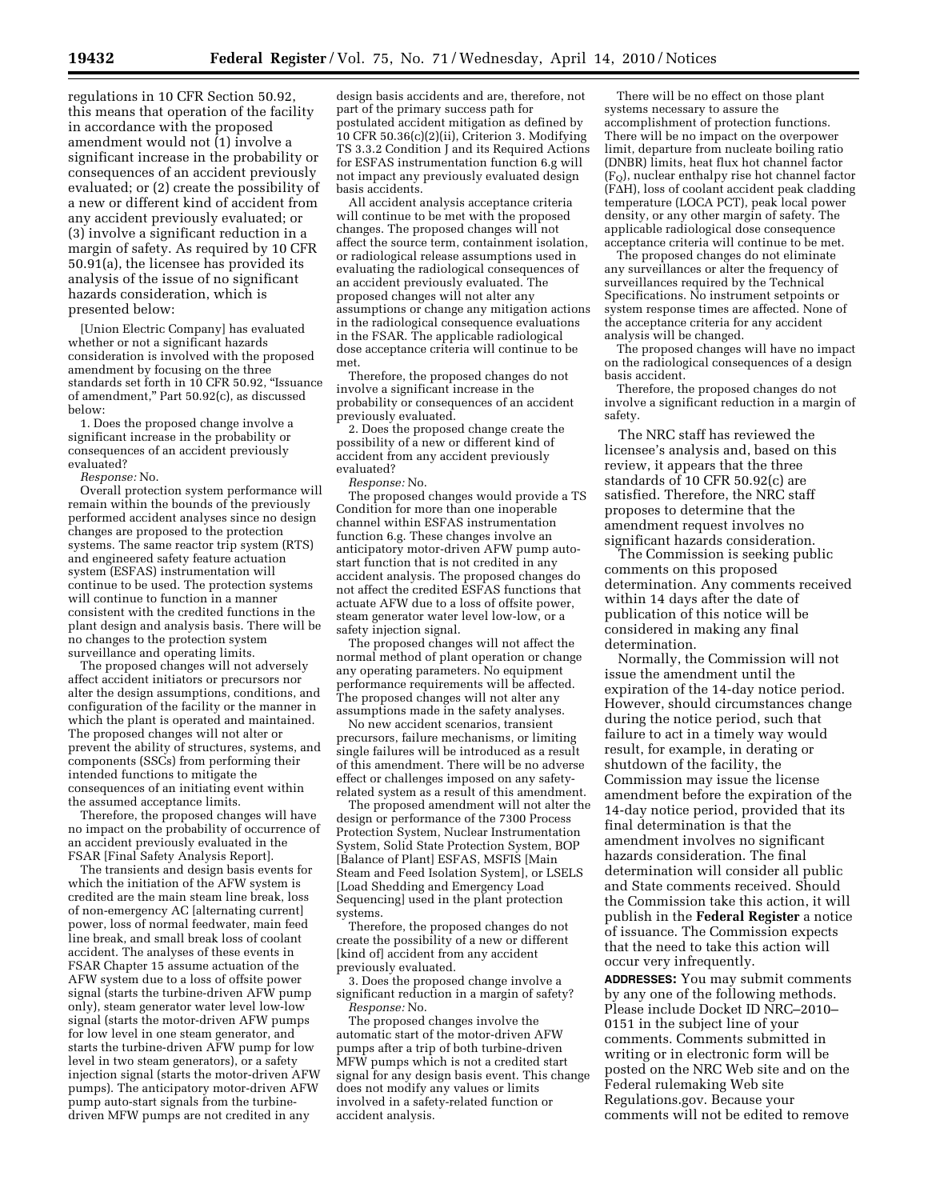regulations in 10 CFR Section 50.92, this means that operation of the facility in accordance with the proposed amendment would not (1) involve a significant increase in the probability or consequences of an accident previously evaluated; or (2) create the possibility of a new or different kind of accident from any accident previously evaluated; or (3) involve a significant reduction in a margin of safety. As required by 10 CFR 50.91(a), the licensee has provided its analysis of the issue of no significant hazards consideration, which is presented below:

[Union Electric Company] has evaluated whether or not a significant hazards consideration is involved with the proposed amendment by focusing on the three standards set forth in 10 CFR 50.92, "Issuance of amendment," Part 50.92(c), as discussed below:

1. Does the proposed change involve a significant increase in the probability or consequences of an accident previously evaluated?

*Response:* No.

Overall protection system performance will remain within the bounds of the previously performed accident analyses since no design changes are proposed to the protection systems. The same reactor trip system (RTS) and engineered safety feature actuation system (ESFAS) instrumentation will continue to be used. The protection systems will continue to function in a manner consistent with the credited functions in the plant design and analysis basis. There will be no changes to the protection system surveillance and operating limits.

The proposed changes will not adversely affect accident initiators or precursors nor alter the design assumptions, conditions, and configuration of the facility or the manner in which the plant is operated and maintained. The proposed changes will not alter or prevent the ability of structures, systems, and components (SSCs) from performing their intended functions to mitigate the consequences of an initiating event within the assumed acceptance limits.

Therefore, the proposed changes will have no impact on the probability of occurrence of an accident previously evaluated in the FSAR [Final Safety Analysis Report].

The transients and design basis events for which the initiation of the AFW system is credited are the main steam line break, loss of non-emergency AC [alternating current] power, loss of normal feedwater, main feed line break, and small break loss of coolant accident. The analyses of these events in FSAR Chapter 15 assume actuation of the AFW system due to a loss of offsite power signal (starts the turbine-driven AFW pump only), steam generator water level low-low signal (starts the motor-driven AFW pumps for low level in one steam generator, and starts the turbine-driven AFW pump for low level in two steam generators), or a safety injection signal (starts the motor-driven AFW pumps). The anticipatory motor-driven AFW pump auto-start signals from the turbine-driven MFW pumps are not credited in any design basis accidents and are, therefore, not part of the primary success path for postulated accident mitigation as defined by 10 CFR 50.36(c)(2)(ii), Criterion 3. Modifying TS 3.3.2 Condition J and its Required Actions for ESFAS instrumentation function 6.g will not impact any previously evaluated design basis accidents.

All accident analysis acceptance criteria will continue to be met with the proposed changes. The proposed changes will not affect the source term, containment isolation, or radiological release assumptions used in evaluating the radiological consequences of an accident previously evaluated. The proposed changes will not alter any assumptions or change any mitigation actions in the radiological consequence evaluations in the FSAR. The applicable radiological dose acceptance criteria will continue to be met.

Therefore, the proposed changes do not involve a significant increase in the probability or consequences of an accident previously evaluated.

2. Does the proposed change create the possibility of a new or different kind of accident from any accident previously evaluated?

*Response:* No.

The proposed changes would provide a TS Condition for more than one inoperable channel within ESFAS instrumentation function 6.g. These changes involve an anticipatory motor-driven AFW pump auto-start function that is not credited in any accident analysis. The proposed changes do not affect the credited ESFAS functions that actuate AFW due to a loss of offsite power, steam generator water level low-low, or a safety injection signal.

The proposed changes will not affect the normal method of plant operation or change any operating parameters. No equipment performance requirements will be affected. The proposed changes will not alter any assumptions made in the safety analyses.

No new accident scenarios, transient precursors, failure mechanisms, or limiting single failures will be introduced as a result of this amendment. There will be no adverse effect or challenges imposed on any safety-related system as a result of this amendment.

The proposed amendment will not alter the design or performance of the 7300 Process Protection System, Nuclear Instrumentation System, Solid State Protection System, BOP [Balance of Plant] ESFAS, MSFIS [Main Steam and Feed Isolation System], or LSELS [Load Shedding and Emergency Load Sequencing] used in the plant protection systems.

Therefore, the proposed changes do not create the possibility of a new or different [kind of] accident from any accident previously evaluated.

3. Does the proposed change involve a significant reduction in a margin of safety?

*Response:* No.

The proposed changes involve the automatic start of the motor-driven AFW pumps after a trip of both turbine-driven MFW pumps which is not a credited start signal for any design basis event. This change does not modify any values or limits involved in a safety-related function or accident analysis.

There will be no effect on those plant systems necessary to assure the accomplishment of protection functions. There will be no impact on the overpower limit, departure from nucleate boiling ratio (DNBR) limits, heat flux hot channel factor ($F_Q$), nuclear enthalpy rise hot channel factor ($F\Delta H$), loss of coolant accident peak cladding temperature (LOCA PCT), peak local power density, or any other margin of safety. The applicable radiological dose consequence acceptance criteria will continue to be met.

The proposed changes do not eliminate any surveillances or alter the frequency of surveillances required by the Technical Specifications. No instrument setpoints or system response times are affected. None of the acceptance criteria for any accident analysis will be changed.

The proposed changes will have no impact on the radiological consequences of a design basis accident.

Therefore, the proposed changes do not involve a significant reduction in a margin of safety.

The NRC staff has reviewed the licensee's analysis and, based on this review, it appears that the three standards of 10 CFR 50.92(c) are satisfied. Therefore, the NRC staff proposes to determine that the amendment request involves no significant hazards consideration.

The Commission is seeking public comments on this proposed determination. Any comments received within 14 days after the date of publication of this notice will be considered in making any final determination.

Normally, the Commission will not issue the amendment until the expiration of the 14-day notice period. However, should circumstances change during the notice period, such that failure to act in a timely way would result, for example, in derating or shutdown of the facility, the Commission may issue the license amendment before the expiration of the 14-day notice period, provided that its final determination is that the amendment involves no significant hazards consideration. The final determination will consider all public and State comments received. Should the Commission take this action, it will publish in the **Federal Register** a notice of issuance. The Commission expects that the need to take this action will occur very infrequently.

**ADDRESSES:** You may submit comments by any one of the following methods. Please include Docket ID NRC–2010–0151 in the subject line of your comments. Comments submitted in writing or in electronic form will be posted on the NRC Web site and on the Federal rulemaking Web site Regulations.gov. Because your comments will not be edited to remove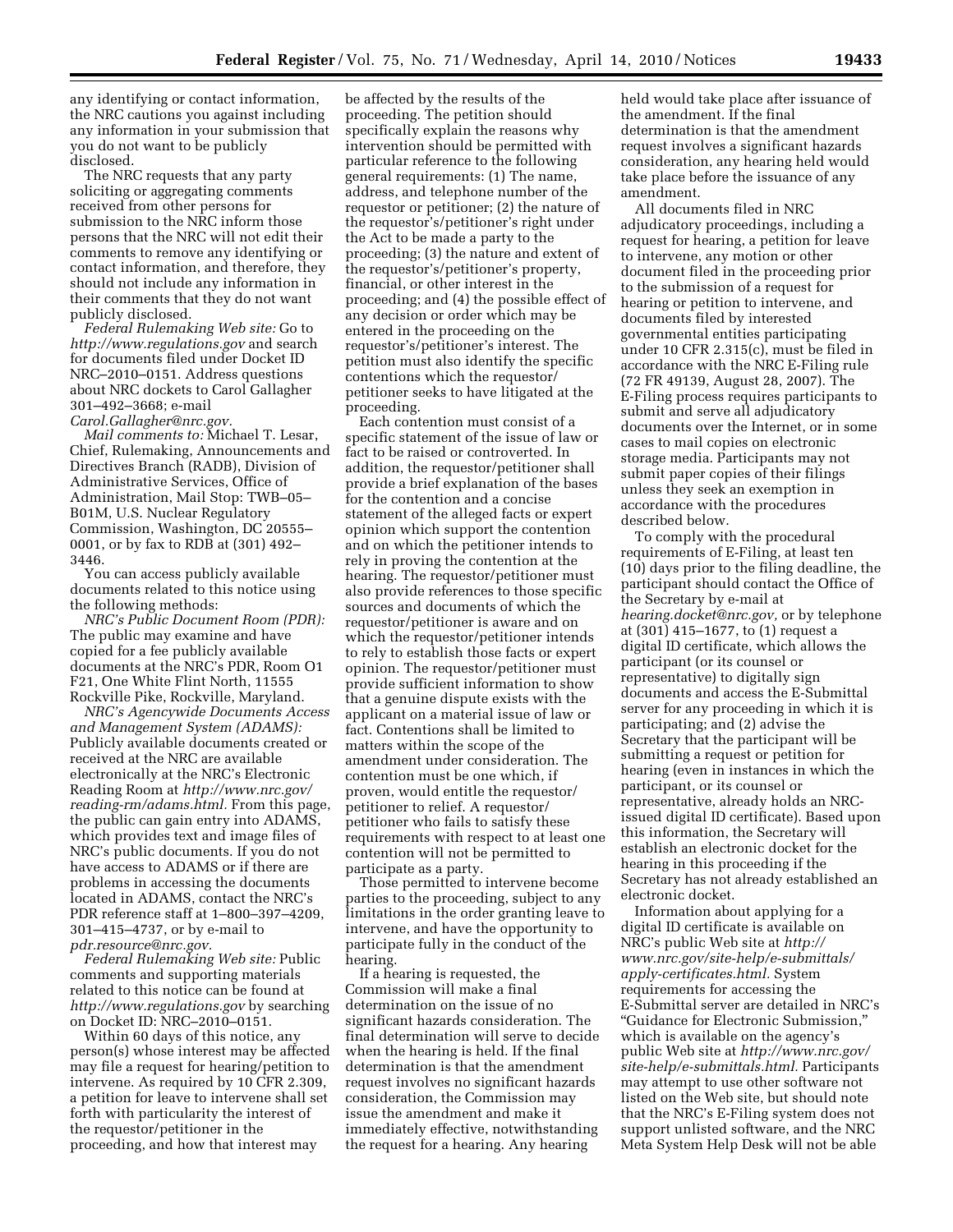any identifying or contact information, the NRC cautions you against including any information in your submission that you do not want to be publicly disclosed.

The NRC requests that any party soliciting or aggregating comments received from other persons for submission to the NRC inform those persons that the NRC will not edit their comments to remove any identifying or contact information, and therefore, they should not include any information in their comments that they do not want publicly disclosed.

*Federal Rulemaking Web site:* Go to *http://www.regulations.gov* and search for documents filed under Docket ID NRC–2010–0151. Address questions about NRC dockets to Carol Gallagher 301–492–3668; e-mail *Carol.Gallagher@nrc.gov*.

*Mail comments to:* Michael T. Lesar, Chief, Rulemaking, Announcements and Directives Branch (RADB), Division of Administrative Services, Office of Administration, Mail Stop: TWB–05–B01M, U.S. Nuclear Regulatory Commission, Washington, DC 20555–0001, or by fax to RDB at (301) 492–3446.

You can access publicly available documents related to this notice using the following methods:

*NRC's Public Document Room (PDR):* The public may examine and have copied for a fee publicly available documents at the NRC's PDR, Room O1 F21, One White Flint North, 11555 Rockville Pike, Rockville, Maryland.

*NRC's Agencywide Documents Access and Management System (ADAMS):* Publicly available documents created or received at the NRC are available electronically at the NRC's Electronic Reading Room at *http://www.nrc.gov/reading-rm/adams.html.* From this page, the public can gain entry into ADAMS, which provides text and image files of NRC's public documents. If you do not have access to ADAMS or if there are problems in accessing the documents located in ADAMS, contact the NRC's PDR reference staff at 1–800–397–4209, 301–415–4737, or by e-mail to *pdr.resource@nrc.gov.*

*Federal Rulemaking Web site:* Public comments and supporting materials related to this notice can be found at *http://www.regulations.gov* by searching on Docket ID: NRC–2010–0151.

Within 60 days of this notice, any person(s) whose interest may be affected may file a request for hearing/petition to intervene. As required by 10 CFR 2.309, a petition for leave to intervene shall set forth with particularity the interest of the requestor/petitioner in the proceeding, and how that interest may be affected by the results of the proceeding. The petition should specifically explain the reasons why intervention should be permitted with particular reference to the following general requirements: (1) The name, address, and telephone number of the requestor or petitioner; (2) the nature of the requestor's/petitioner's right under the Act to be made a party to the proceeding; (3) the nature and extent of the requestor's/petitioner's property, financial, or other interest in the proceeding; and (4) the possible effect of any decision or order which may be entered in the proceeding on the requestor's/petitioner's interest. The petition must also identify the specific contentions which the requestor/petitioner seeks to have litigated at the proceeding.

Each contention must consist of a specific statement of the issue of law or fact to be raised or controverted. In addition, the requestor/petitioner shall provide a brief explanation of the bases for the contention and a concise statement of the alleged facts or expert opinion which support the contention and on which the petitioner intends to rely in proving the contention at the hearing. The requestor/petitioner must also provide references to those specific sources and documents of which the requestor/petitioner is aware and on which the requestor/petitioner intends to rely to establish those facts or expert opinion. The requestor/petitioner must provide sufficient information to show that a genuine dispute exists with the applicant on a material issue of law or fact. Contentions shall be limited to matters within the scope of the amendment under consideration. The contention must be one which, if proven, would entitle the requestor/petitioner to relief. A requestor/petitioner who fails to satisfy these requirements with respect to at least one contention will not be permitted to participate as a party.

Those permitted to intervene become parties to the proceeding, subject to any limitations in the order granting leave to intervene, and have the opportunity to participate fully in the conduct of the hearing.

If a hearing is requested, the Commission will make a final determination on the issue of no significant hazards consideration. The final determination will serve to decide when the hearing is held. If the final determination is that the amendment request involves no significant hazards consideration, the Commission may issue the amendment and make it immediately effective, notwithstanding the request for a hearing. Any hearing held would take place after issuance of the amendment. If the final determination is that the amendment request involves a significant hazards consideration, any hearing held would take place before the issuance of any amendment.

All documents filed in NRC adjudicatory proceedings, including a request for hearing, a petition for leave to intervene, any motion or other document filed in the proceeding prior to the submission of a request for hearing or petition to intervene, and documents filed by interested governmental entities participating under 10 CFR 2.315(c), must be filed in accordance with the NRC E-Filing rule (72 FR 49139, August 28, 2007). The E-Filing process requires participants to submit and serve all adjudicatory documents over the Internet, or in some cases to mail copies on electronic storage media. Participants may not submit paper copies of their filings unless they seek an exemption in accordance with the procedures described below.

To comply with the procedural requirements of E-Filing, at least ten (10) days prior to the filing deadline, the participant should contact the Office of the Secretary by e-mail at *hearing.docket@nrc.gov,* or by telephone at (301) 415–1677, to (1) request a digital ID certificate, which allows the participant (or its counsel or representative) to digitally sign documents and access the E-Submittal server for any proceeding in which it is participating; and (2) advise the Secretary that the participant will be submitting a request or petition for hearing (even in instances in which the participant, or its counsel or representative, already holds an NRC-issued digital ID certificate). Based upon this information, the Secretary will establish an electronic docket for the hearing in this proceeding if the Secretary has not already established an electronic docket.

Information about applying for a digital ID certificate is available on NRC's public Web site at *http://www.nrc.gov/site-help/e-submittals/apply-certificates.html.* System requirements for accessing the E-Submittal server are detailed in NRC's "Guidance for Electronic Submission," which is available on the agency's public Web site at *http://www.nrc.gov/site-help/e-submittals.html.* Participants may attempt to use other software not listed on the Web site, but should note that the NRC's E-Filing system does not support unlisted software, and the NRC Meta System Help Desk will not be able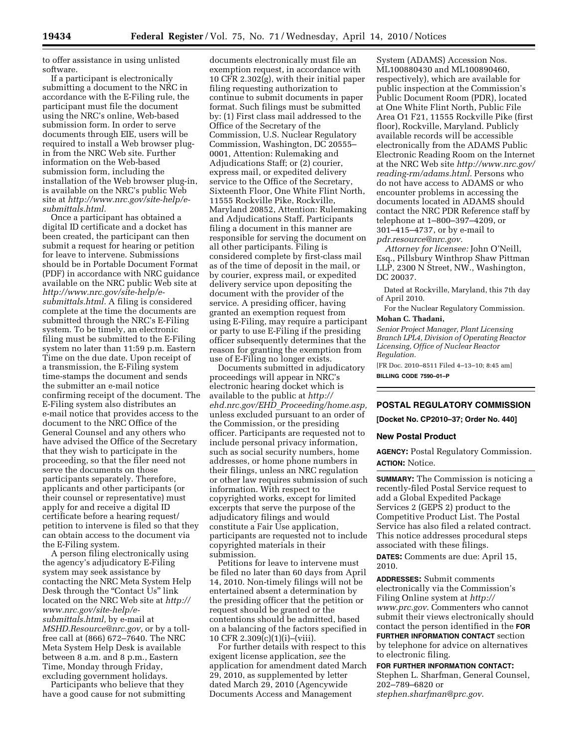to offer assistance in using unlisted software.

If a participant is electronically submitting a document to the NRC in accordance with the E-Filing rule, the participant must file the document using the NRC's online, Web-based submission form. In order to serve documents through EIE, users will be required to install a Web browser plug-in from the NRC Web site. Further information on the Web-based submission form, including the installation of the Web browser plug-in, is available on the NRC's public Web site at *http://www.nrc.gov/site-help/e-submittals.html.*

Once a participant has obtained a digital ID certificate and a docket has been created, the participant can then submit a request for hearing or petition for leave to intervene. Submissions should be in Portable Document Format (PDF) in accordance with NRC guidance available on the NRC public Web site at *http://www.nrc.gov/site-help/e-submittals.html.* A filing is considered complete at the time the documents are submitted through the NRC's E-Filing system. To be timely, an electronic filing must be submitted to the E-Filing system no later than 11:59 p.m. Eastern Time on the due date. Upon receipt of a transmission, the E-Filing system time-stamps the document and sends the submitter an e-mail notice confirming receipt of the document. The E-Filing system also distributes an e-mail notice that provides access to the document to the NRC Office of the General Counsel and any others who have advised the Office of the Secretary that they wish to participate in the proceeding, so that the filer need not serve the documents on those participants separately. Therefore, applicants and other participants (or their counsel or representative) must apply for and receive a digital ID certificate before a hearing request/petition to intervene is filed so that they can obtain access to the document via the E-Filing system.

A person filing electronically using the agency's adjudicatory E-Filing system may seek assistance by contacting the NRC Meta System Help Desk through the "Contact Us" link located on the NRC Web site at *http://www.nrc.gov/site-help/e-submittals.html,* by e-mail at *MSHD.Resource@nrc.gov,* or by a toll-free call at (866) 672–7640. The NRC Meta System Help Desk is available between 8 a.m. and 8 p.m., Eastern Time, Monday through Friday, excluding government holidays.

Participants who believe that they have a good cause for not submitting documents electronically must file an exemption request, in accordance with 10 CFR 2.302(g), with their initial paper filing requesting authorization to continue to submit documents in paper format. Such filings must be submitted by: (1) First class mail addressed to the Office of the Secretary of the Commission, U.S. Nuclear Regulatory Commission, Washington, DC 20555–0001, Attention: Rulemaking and Adjudications Staff; or (2) courier, express mail, or expedited delivery service to the Office of the Secretary, Sixteenth Floor, One White Flint North, 11555 Rockville Pike, Rockville, Maryland 20852, Attention: Rulemaking and Adjudications Staff. Participants filing a document in this manner are responsible for serving the document on all other participants. Filing is considered complete by first-class mail as of the time of deposit in the mail, or by courier, express mail, or expedited delivery service upon depositing the document with the provider of the service. A presiding officer, having granted an exemption request from using E-Filing, may require a participant or party to use E-Filing if the presiding officer subsequently determines that the reason for granting the exemption from use of E-Filing no longer exists.

Documents submitted in adjudicatory proceedings will appear in NRC's electronic hearing docket which is available to the public at *http://ehd.nrc.gov/EHD_Proceeding/home.asp,* unless excluded pursuant to an order of the Commission, or the presiding officer. Participants are requested not to include personal privacy information, such as social security numbers, home addresses, or home phone numbers in their filings, unless an NRC regulation or other law requires submission of such information. With respect to copyrighted works, except for limited excerpts that serve the purpose of the adjudicatory filings and would constitute a Fair Use application, participants are requested not to include copyrighted materials in their submission.

Petitions for leave to intervene must be filed no later than 60 days from April 14, 2010. Non-timely filings will not be entertained absent a determination by the presiding officer that the petition or request should be granted or the contentions should be admitted, based on a balancing of the factors specified in 10 CFR 2.309(c)(1)(i)–(viii).

For further details with respect to this exigent license application, *see* the application for amendment dated March 29, 2010, as supplemented by letter dated March 29, 2010 (Agencywide Documents Access and Management System (ADAMS) Accession Nos. ML100880430 and ML100890460, respectively), which are available for public inspection at the Commission's Public Document Room (PDR), located at One White Flint North, Public File Area O1 F21, 11555 Rockville Pike (first floor), Rockville, Maryland. Publicly available records will be accessible electronically from the ADAMS Public Electronic Reading Room on the Internet at the NRC Web site *http://www.nrc.gov/reading-rm/adams.html.* Persons who do not have access to ADAMS or who encounter problems in accessing the documents located in ADAMS should contact the NRC PDR Reference staff by telephone at 1–800–397–4209, or 301–415–4737, or by e-mail to *pdr.resource@nrc.gov.*

*Attorney for licensee:* John O'Neill, Esq., Pillsbury Winthrop Shaw Pittman LLP, 2300 N Street, NW., Washington, DC 20037.

Dated at Rockville, Maryland, this 7th day of April 2010.

For the Nuclear Regulatory Commission.

**Mohan C. Thadani,**

*Senior Project Manager, Plant Licensing Branch LPL4, Division of Operating Reactor Licensing, Office of Nuclear Reactor Regulation.*

[FR Doc. 2010–8511 Filed 4–13–10; 8:45 am]

**BILLING CODE 7590–01–P**

## POSTAL REGULATORY COMMISSION

**[Docket No. CP2010–37; Order No. 440]**

### New Postal Product

**AGENCY:** Postal Regulatory Commission.

**ACTION:** Notice.

**SUMMARY:** The Commission is noticing a recently-filed Postal Service request to add a Global Expedited Package Services 2 (GEPS 2) product to the Competitive Product List. The Postal Service has also filed a related contract. This notice addresses procedural steps associated with these filings.

**DATES:** Comments are due: April 15, 2010.

**ADDRESSES:** Submit comments electronically via the Commission's Filing Online system at *http://www.prc.gov*. Commenters who cannot submit their views electronically should contact the person identified in the **FOR FURTHER INFORMATION CONTACT** section by telephone for advice on alternatives to electronic filing.

**FOR FURTHER INFORMATION CONTACT:** Stephen L. Sharfman, General Counsel, 202–789–6820 or *stephen.sharfman@prc.gov*.